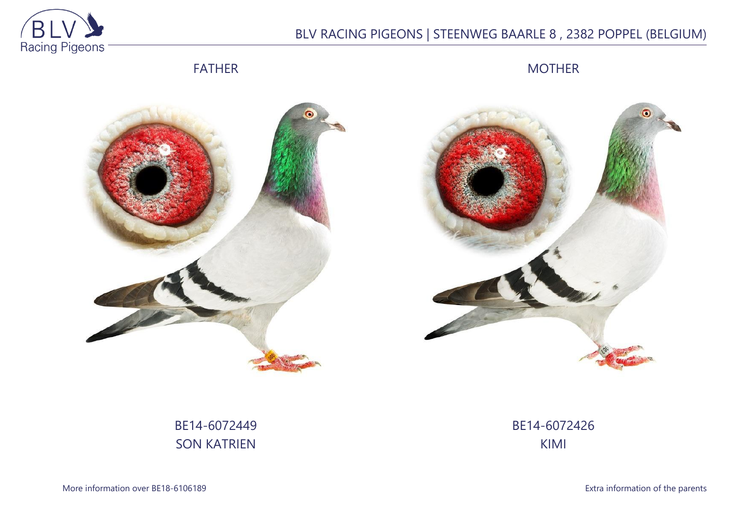BLV RACING PIGEONS | STEENWEG BAARLE 8 , 2382 POPPEL (BELGIUM)

FATHER

MOTHER

BE14-6072449
SON KATRIEN

BE14-6072426
KIMI

More information over BE18-6106189

Extra information of the parents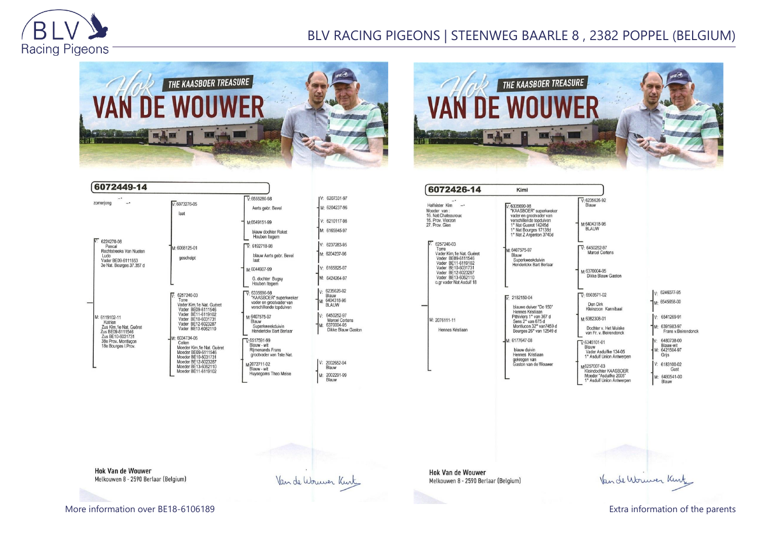## Hok VAN DE WOUWER – THE KAASBOER TREASURE

### 6072449-14

zomerjong

**V: 6224270-08**
Pascal
Rechtstreeks Van Nueten
Ludo
Vader BE09-6111553
3e Nat. Bourges 37.357 d

- V: 6073276-05
  laat
  - V: 6555280-98
    Aerts gebr. Bevel
    - V: 6207331-97
    - M: 6204237-96
  - M: 6549151-99
    blauw dochter Raket
    Houben Itegem
    - V: 6210117-98
    - M: 6165845-97
- M: 6068125-01
  geschelpt
  - V: 6192718-98
    blauw Aerts gebr. Bevel
    laat
    - V: 6237283-95
    - M: 6204237-96
  - M: 6044907-99
    G. dochter Bugsy
    Houben Itegem
    - V: 6165825-97
    - M: 6424264-97

**M: 6119102-11**
Katrien
Zus Kim,1e Nat. Guéret
Zus BE09-6111546
Zus BE10-6031731
38e Prov. Montluçon
18e Bourges I.Prov.

- V: 6257240-03
  Torre
  Vader Kim,1e Nat. Guéret
  Vader BE09-6111546
  Vader BE11-6119102
  Vader BE10-6031731
  Vader BE12-6023287
  Vader BE13-6062110
  - V: 6335690-98
    "KAASBOER" superkweker
    vader en grootvader van
    verschillende topduiven
    - V: 6235626-92
      Blauw
    - M: 6404318-96
      BLAUW
  - M: 6407575-97
    Blauw
    Superkweekduivin
    Henderickx Bart Berlaar
    - V: 6450252-97
      Marcel Cortens
    - M: 6370004-95
      Dikke Blauw Gaston
- M: 6034734-06
  Celien
  Moeder Kim,1e Nat. Guéret
  Moeder BE09-6111546
  Moeder BE10-6031731
  Moeder BE12-6023287
  Moeder BE13-6062110
  Moeder BE11-6119102
  - V: 6517591-99
    Blauw - wit
    Rijmenands Frans
    grootvader van 1ste Nat.
  - M: 2072711-02
    Blauw - wit
    Huysegoms Theo Meise
    - V: 2002652-94
      Blauw
    - M: 2002291-99
      Blauw

Hok Van de Wouwer
Melkouwen 8 - 2590 Berlaar (Belgium)

Van de Wouwer Kurt

---

## Hok VAN DE WOUWER – THE KAASBOER TREASURE

### 6072426-14 Kimi

Halfsister Kim
Moeder van :
16. Nat.Chateauroux
16. Prov. Vierzon
27. Prov. Gien

**V: 6257240-03**
Torre
Vader Kim,1e Nat. Guéret
Vader BE09-6111546
Vader BE11-6119102
Vader BE10-6031731
Vader BE12-6023287
Vader BE13-6062110
o.gr vader Nat Asduif 18

- V: 6335690-98
  "KAASBOER" superkweker
  vader en grootvader van
  verschillende topduiven
  1° Nat Gueret 14245d
  1° Nat Bourges 17138d
  1° Nat Z Argenton 3740d
  - V: 6235626-92
    Blauw
  - M: 6404318-96
    BLAUW
- M: 6407575-97
  Blauw
  Superkweekduivin
  Henderickx Bart Berlaar
  - V: 6450252-97
    Marcel Cortens
  - M: 6370004-95
    Dikke Blauw Gaston

**M: 2076111-11**
Hennes Kristiaan

- V: 2182150-04
  blauwe duiver "De 150"
  Hennes Kristiaan
  Pithiviers 1° van 367 d
  Sens 2° van 675 d
  Montlucon 32° van7459 d
  Bourges 26° van 12549 d
  - V: 6503571-02
    Den Dirk
    Kleinzoon Kannibaal
    - V: 6246077-95
    - M: 6545858-00
  - M: 6382308-01
    Dochter v. Het Muiske
    van Fr. v. Beirendonck
    - V: 6541269-91
    - M: 6391983-97
      Frans v.Beirendonck
- M: 6177647-08
  blauw duivin
  Hennes Kristiaan
  gekregen van
  Gaston van de Wouwer
  - V: 6345101-01
    Blauw
    Vader Asduifke 134-05
    1° Asduif Union Antwerpen
    - V: 6480738-00
      Blauw-wit
    - M: 6421504-97
      Grijs
  - M: 6257007-03
    Kleindochter KAASBOER
    Moeder "Asduifke 2005"
    1° Asduif Union Antwerpen
    - V: 6183100-02
      Gust
    - M: 6480541-00
      Blauw

Hok Van de Wouwer
Melkouwen 8 - 2590 Berlaar (Belgium)

Van de Wouwer Kurt

More information over BE18-6106189

Extra information of the parents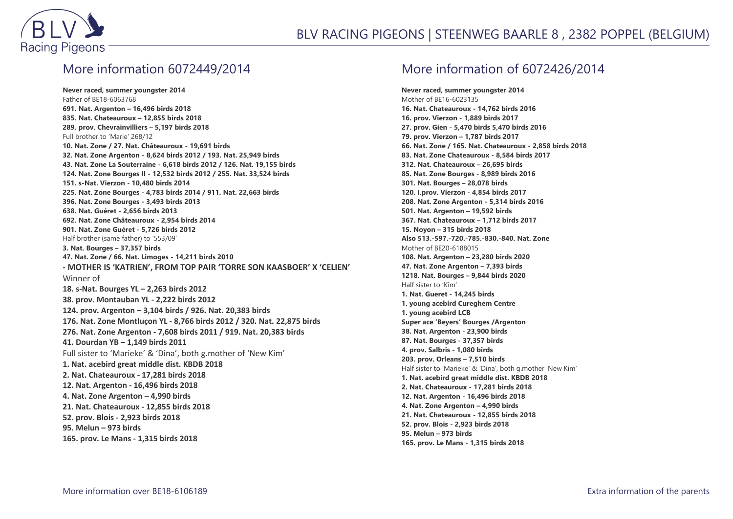## More information 6072449/2014

**Never raced, summer youngster 2014**
Father of BE18-6063768
**691. Nat. Argenton – 16,496 birds 2018**
**835. Nat. Chateauroux – 12,855 birds 2018**
**289. prov. Chevrainvilliers – 5,197 birds 2018**
Full brother to 'Marie' 268/12
**10. Nat. Zone / 27. Nat. Châteauroux - 19,691 birds**
**32. Nat. Zone Argenton - 8,624 birds 2012 / 193. Nat. 25,949 birds**
**43. Nat. Zone La Souterraine - 6,618 birds 2012 / 126. Nat. 19,155 birds**
**124. Nat. Zone Bourges II - 12,532 birds 2012 / 255. Nat. 33,524 birds**
**151. s-Nat. Vierzon - 10,480 birds 2014**
**225. Nat. Zone Bourges - 4,783 birds 2014 / 911. Nat. 22,663 birds**
**396. Nat. Zone Bourges - 3,493 birds 2013**
**638. Nat. Guéret - 2,656 birds 2013**
**692. Nat. Zone Châteauroux - 2,954 birds 2014**
**901. Nat. Zone Guéret - 5,726 birds 2012**
Half brother (same father) to '553/09'
**3. Nat. Bourges – 37,357 birds**
**47. Nat. Zone / 66. Nat. Limoges - 14,211 birds 2010**
**- MOTHER IS 'KATRIEN', FROM TOP PAIR 'TORRE SON KAASBOER' X 'CELIEN'**
Winner of
**18. s-Nat. Bourges YL – 2,263 birds 2012**
**38. prov. Montauban YL - 2,222 birds 2012**
**124. prov. Argenton – 3,104 birds / 926. Nat. 20,383 birds**
**176. Nat. Zone Montluçon YL - 8,766 birds 2012 / 320. Nat. 22,875 birds**
**276. Nat. Zone Argenton - 7,608 birds 2011 / 919. Nat. 20,383 birds**
**41. Dourdan YB – 1,149 birds 2011**
Full sister to 'Marieke' & 'Dina', both g.mother of 'New Kim'
**1. Nat. acebird great middle dist. KBDB 2018**
**2. Nat. Chateauroux - 17,281 birds 2018**
**12. Nat. Argenton - 16,496 birds 2018**
**4. Nat. Zone Argenton – 4,990 birds**
**21. Nat. Chateauroux - 12,855 birds 2018**
**52. prov. Blois - 2,923 birds 2018**
**95. Melun – 973 birds**
**165. prov. Le Mans - 1,315 birds 2018**

## More information of 6072426/2014

**Never raced, summer youngster 2014**
Mother of BE16-6023135
**16. Nat. Chateauroux - 14,762 birds 2016**
**16. prov. Vierzon - 1,889 birds 2017**
**27. prov. Gien - 5,470 birds 5,470 birds 2016**
**79. prov. Vierzon – 1,787 birds 2017**
**66. Nat. Zone / 165. Nat. Chateauroux - 2,858 birds 2018**
**83. Nat. Zone Chateauroux - 8,584 birds 2017**
**312. Nat. Chateauroux – 26,695 birds**
**85. Nat. Zone Bourges - 8,989 birds 2016**
**301. Nat. Bourges – 28,078 birds**
**120. I.prov. Vierzon - 4,854 birds 2017**
**208. Nat. Zone Argenton - 5,314 birds 2016**
**501. Nat. Argenton – 19,592 birds**
**367. Nat. Chateauroux – 1,712 birds 2017**
**15. Noyon – 315 birds 2018**
**Also 513.-597.-720.-785.-830.-840. Nat. Zone**
Mother of BE20-6188015
**108. Nat. Argenton – 23,280 birds 2020**
**47. Nat. Zone Argenton – 7,393 birds**
**1218. Nat. Bourges – 9,844 birds 2020**
Half sister to 'Kim'
**1. Nat. Gueret - 14,245 birds**
**1. young acebird Cureghem Centre**
**1. young acebird LCB**
**Super ace 'Beyers' Bourges /Argenton**
**38. Nat. Argenton - 23,900 birds**
**87. Nat. Bourges - 37,357 birds**
**4. prov. Salbris - 1,080 birds**
**203. prov. Orleans – 7,510 birds**
Half sister to 'Marieke' & 'Dina', both g.mother 'New Kim'
**1. Nat. acebird great middle dist. KBDB 2018**
**2. Nat. Chateauroux - 17,281 birds 2018**
**12. Nat. Argenton - 16,496 birds 2018**
**4. Nat. Zone Argenton – 4,990 birds**
**21. Nat. Chateauroux - 12,855 birds 2018**
**52. prov. Blois - 2,923 birds 2018**
**95. Melun – 973 birds**
**165. prov. Le Mans - 1,315 birds 2018**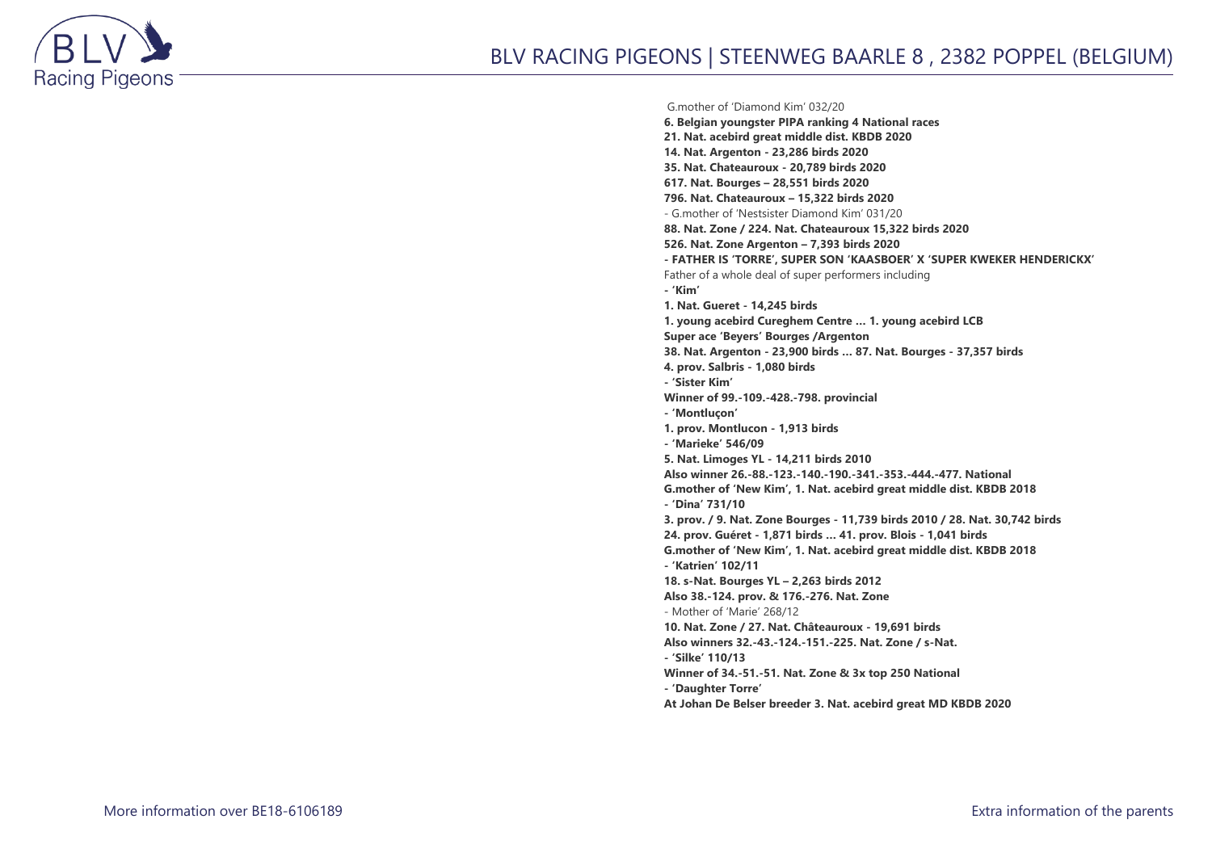G.mother of 'Diamond Kim' 032/20
**6. Belgian youngster PIPA ranking 4 National races**
**21. Nat. acebird great middle dist. KBDB 2020**
**14. Nat. Argenton - 23,286 birds 2020**
**35. Nat. Chateauroux - 20,789 birds 2020**
**617. Nat. Bourges – 28,551 birds 2020**
**796. Nat. Chateauroux – 15,322 birds 2020**
- G.mother of 'Nestsister Diamond Kim' 031/20
**88. Nat. Zone / 224. Nat. Chateauroux 15,322 birds 2020**
**526. Nat. Zone Argenton – 7,393 birds 2020**
**- FATHER IS 'TORRE', SUPER SON 'KAASBOER' X 'SUPER KWEKER HENDERICKX'**
Father of a whole deal of super performers including
**- 'Kim'**
**1. Nat. Gueret - 14,245 birds**
**1. young acebird Cureghem Centre … 1. young acebird LCB**
**Super ace 'Beyers' Bourges /Argenton**
**38. Nat. Argenton - 23,900 birds … 87. Nat. Bourges - 37,357 birds**
**4. prov. Salbris - 1,080 birds**
**- 'Sister Kim'**
**Winner of 99.-109.-428.-798. provincial**
**- 'Montluçon'**
**1. prov. Montlucon - 1,913 birds**
**- 'Marieke' 546/09**
**5. Nat. Limoges YL - 14,211 birds 2010**
**Also winner 26.-88.-123.-140.-190.-341.-353.-444.-477. National**
**G.mother of 'New Kim', 1. Nat. acebird great middle dist. KBDB 2018**
**- 'Dina' 731/10**
**3. prov. / 9. Nat. Zone Bourges - 11,739 birds 2010 / 28. Nat. 30,742 birds**
**24. prov. Guéret - 1,871 birds … 41. prov. Blois - 1,041 birds**
**G.mother of 'New Kim', 1. Nat. acebird great middle dist. KBDB 2018**
**- 'Katrien' 102/11**
**18. s-Nat. Bourges YL – 2,263 birds 2012**
**Also 38.-124. prov. & 176.-276. Nat. Zone**
- Mother of 'Marie' 268/12
**10. Nat. Zone / 27. Nat. Châteauroux - 19,691 birds**
**Also winners 32.-43.-124.-151.-225. Nat. Zone / s-Nat.**
**- 'Silke' 110/13**
**Winner of 34.-51.-51. Nat. Zone & 3x top 250 National**
**- 'Daughter Torre'**
**At Johan De Belser breeder 3. Nat. acebird great MD KBDB 2020**

More information over BE18-6106189

Extra information of the parents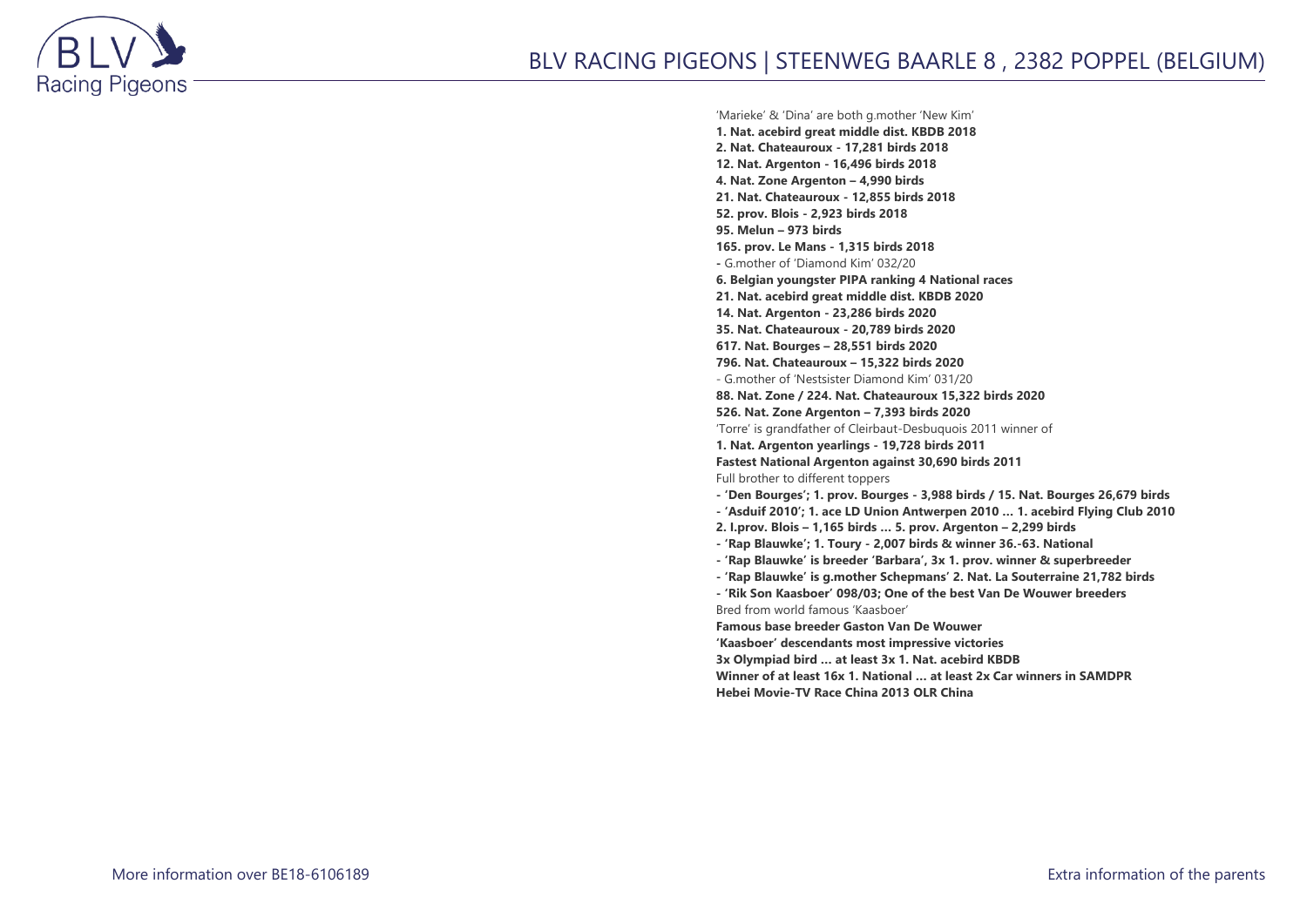'Marieke' & 'Dina' are both g.mother 'New Kim'

**1. Nat. acebird great middle dist. KBDB 2018**
**2. Nat. Chateauroux - 17,281 birds 2018**
**12. Nat. Argenton - 16,496 birds 2018**
**4. Nat. Zone Argenton – 4,990 birds**
**21. Nat. Chateauroux - 12,855 birds 2018**
**52. prov. Blois - 2,923 birds 2018**
**95. Melun – 973 birds**
**165. prov. Le Mans - 1,315 birds 2018**

- G.mother of 'Diamond Kim' 032/20

**6. Belgian youngster PIPA ranking 4 National races**
**21. Nat. acebird great middle dist. KBDB 2020**
**14. Nat. Argenton - 23,286 birds 2020**
**35. Nat. Chateauroux - 20,789 birds 2020**
**617. Nat. Bourges – 28,551 birds 2020**
**796. Nat. Chateauroux – 15,322 birds 2020**

- G.mother of 'Nestsister Diamond Kim' 031/20

**88. Nat. Zone / 224. Nat. Chateauroux 15,322 birds 2020**
**526. Nat. Zone Argenton – 7,393 birds 2020**

'Torre' is grandfather of Cleirbaut-Desbuquois 2011 winner of

**1. Nat. Argenton yearlings - 19,728 birds 2011**
**Fastest National Argenton against 30,690 birds 2011**

Full brother to different toppers

**- 'Den Bourges'; 1. prov. Bourges - 3,988 birds / 15. Nat. Bourges 26,679 birds**
**- 'Asduif 2010'; 1. ace LD Union Antwerpen 2010 … 1. acebird Flying Club 2010**
**2. I.prov. Blois – 1,165 birds … 5. prov. Argenton – 2,299 birds**
**- 'Rap Blauwke'; 1. Toury - 2,007 birds & winner 36.-63. National**
**- 'Rap Blauwke' is breeder 'Barbara', 3x 1. prov. winner & superbreeder**
**- 'Rap Blauwke' is g.mother Schepmans' 2. Nat. La Souterraine 21,782 birds**
**- 'Rik Son Kaasboer' 098/03; One of the best Van De Wouwer breeders**

Bred from world famous 'Kaasboer'

**Famous base breeder Gaston Van De Wouwer**
**'Kaasboer' descendants most impressive victories**
**3x Olympiad bird … at least 3x 1. Nat. acebird KBDB**
**Winner of at least 16x 1. National … at least 2x Car winners in SAMDPR**
**Hebei Movie-TV Race China 2013 OLR China**

More information over BE18-6106189

Extra information of the parents